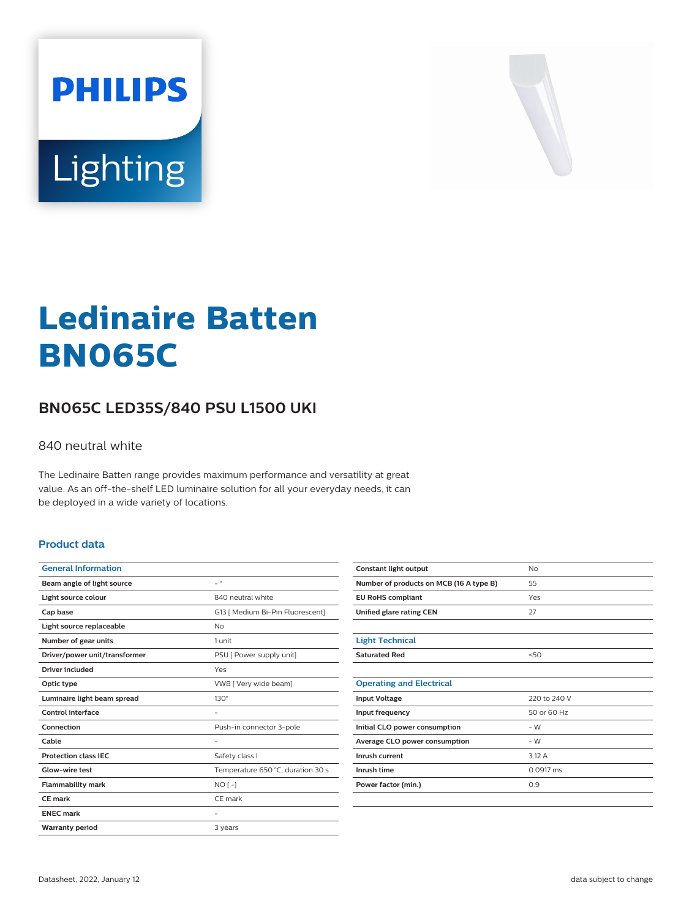PHILIPS

Lighting

# Ledinaire Batten BN065C

## BN065C LED35S/840 PSU L1500 UKI

840 neutral white

The Ledinaire Batten range provides maximum performance and versatility at great value. As an off-the-shelf LED luminaire solution for all your everyday needs, it can be deployed in a wide variety of locations.

### Product data

| General Information | |
|---|---|
| **Beam angle of light source** | - ° |
| **Light source colour** | 840 neutral white |
| **Cap base** | G13 [ Medium Bi-Pin Fluorescent] |
| **Light source replaceable** | No |
| **Number of gear units** | 1 unit |
| **Driver/power unit/transformer** | PSU [ Power supply unit] |
| **Driver included** | Yes |
| **Optic type** | VWB [ Very wide beam] |
| **Luminaire light beam spread** | 130° |
| **Control interface** | - |
| **Connection** | Push-in connector 3-pole |
| **Cable** | - |
| **Protection class IEC** | Safety class I |
| **Glow-wire test** | Temperature 650 °C, duration 30 s |
| **Flammability mark** | NO [ -] |
| **CE mark** | CE mark |
| **ENEC mark** | - |
| **Warranty period** | 3 years |
| **Constant light output** | No |
| **Number of products on MCB (16 A type B)** | 55 |
| **EU RoHS compliant** | Yes |
| **Unified glare rating CEN** | 27 |

| Light Technical | |
|---|---|
| **Saturated Red** | <50 |

| Operating and Electrical | |
|---|---|
| **Input Voltage** | 220 to 240 V |
| **Input frequency** | 50 or 60 Hz |
| **Initial CLO power consumption** | - W |
| **Average CLO power consumption** | - W |
| **Inrush current** | 3.12 A |
| **Inrush time** | 0.0917 ms |
| **Power factor (min.)** | 0.9 |

Datasheet, 2022, January 12

data subject to change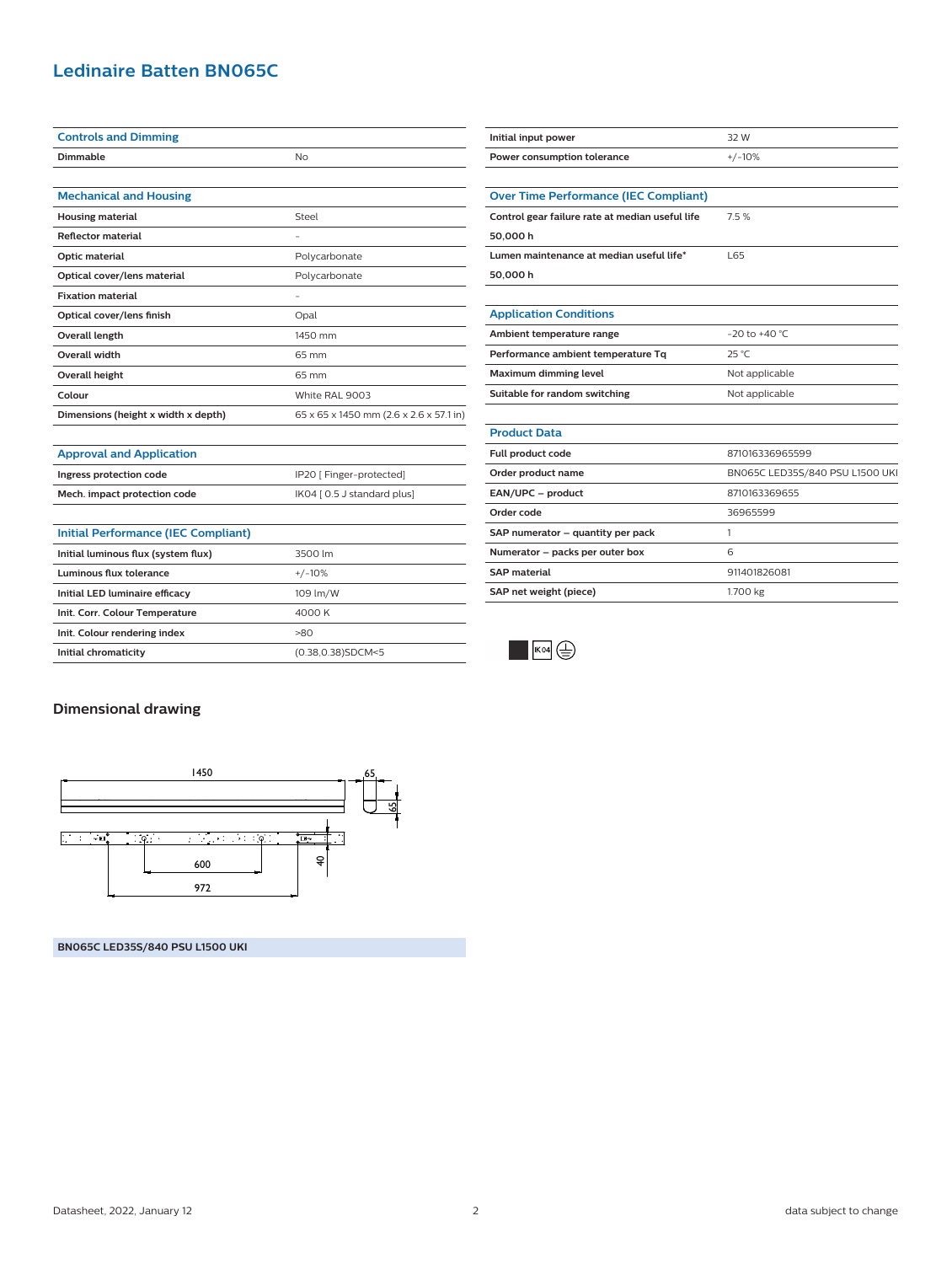# Ledinaire Batten BN065C

| Controls and Dimming | |
|---|---|
| Dimmable | No |

| Mechanical and Housing | |
|---|---|
| Housing material | Steel |
| Reflector material | - |
| Optic material | Polycarbonate |
| Optical cover/lens material | Polycarbonate |
| Fixation material | - |
| Optical cover/lens finish | Opal |
| Overall length | 1450 mm |
| Overall width | 65 mm |
| Overall height | 65 mm |
| Colour | White RAL 9003 |
| Dimensions (height x width x depth) | 65 x 65 x 1450 mm (2.6 x 2.6 x 57.1 in) |

| Approval and Application | |
|---|---|
| Ingress protection code | IP20 [ Finger-protected] |
| Mech. impact protection code | IK04 [ 0.5 J standard plus] |

| Initial Performance (IEC Compliant) | |
|---|---|
| Initial luminous flux (system flux) | 3500 lm |
| Luminous flux tolerance | +/-10% |
| Initial LED luminaire efficacy | 109 lm/W |
| Init. Corr. Colour Temperature | 4000 K |
| Init. Colour rendering index | >80 |
| Initial chromaticity | (0.38,0.38)SDCM<5 |

| | |
|---|---|
| Initial input power | 32 W |
| Power consumption tolerance | +/-10% |

| Over Time Performance (IEC Compliant) | |
|---|---|
| Control gear failure rate at median useful life 50,000 h | 7.5 % |
| Lumen maintenance at median useful life* 50,000 h | L65 |

| Application Conditions | |
|---|---|
| Ambient temperature range | -20 to +40 °C |
| Performance ambient temperature Tq | 25 °C |
| Maximum dimming level | Not applicable |
| Suitable for random switching | Not applicable |

| Product Data | |
|---|---|
| Full product code | 871016336965599 |
| Order product name | BN065C LED35S/840 PSU L1500 UKI |
| EAN/UPC – product | 8710163369655 |
| Order code | 36965599 |
| SAP numerator – quantity per pack | 1 |
| Numerator – packs per outer box | 6 |
| SAP material | 911401826081 |
| SAP net weight (piece) | 1.700 kg |

## Dimensional drawing

1450, 65, 65, 600, 972, 40

BN065C LED35S/840 PSU L1500 UKI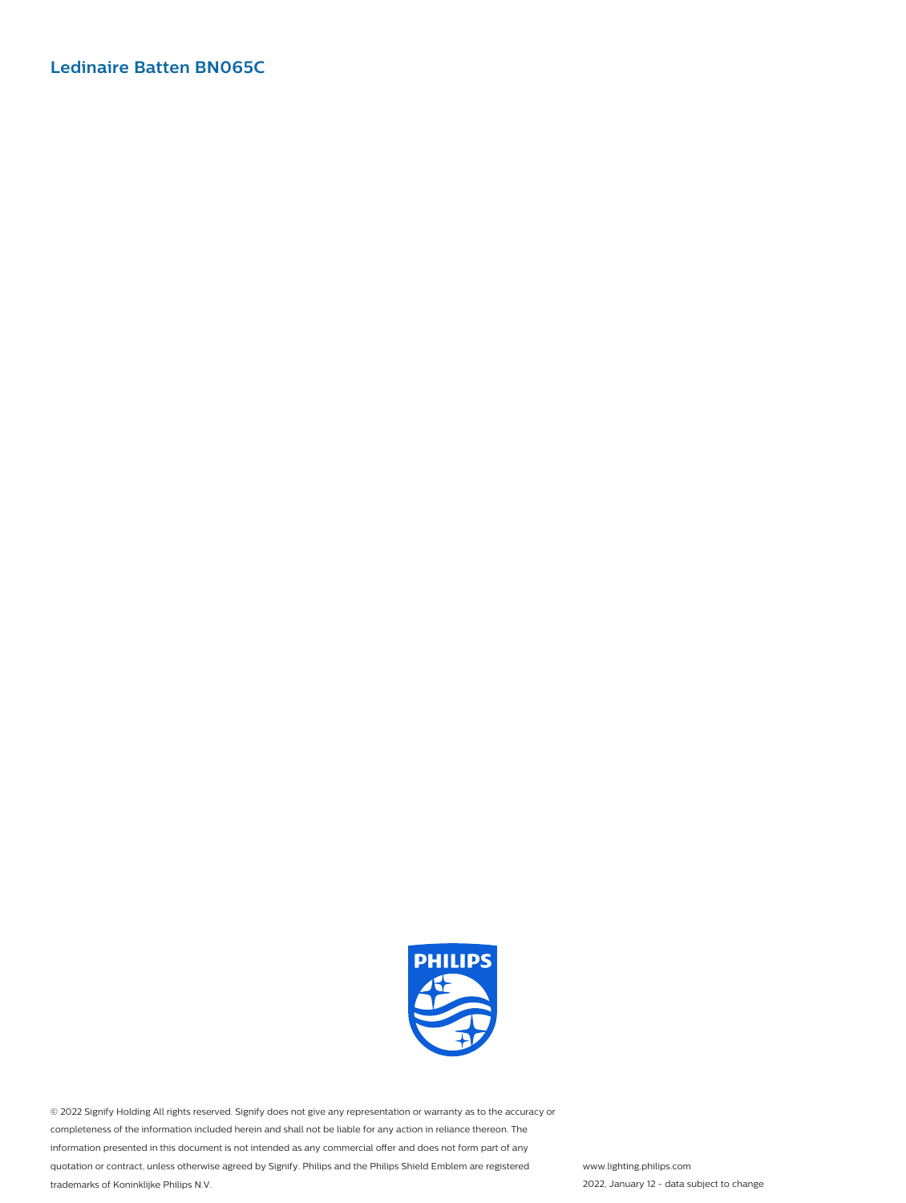## Ledinaire Batten BN065C

© 2022 Signify Holding All rights reserved. Signify does not give any representation or warranty as to the accuracy or completeness of the information included herein and shall not be liable for any action in reliance thereon. The information presented in this document is not intended as any commercial offer and does not form part of any quotation or contract, unless otherwise agreed by Signify. Philips and the Philips Shield Emblem are registered trademarks of Koninklijke Philips N.V.

www.lighting.philips.com

2022, January 12 - data subject to change